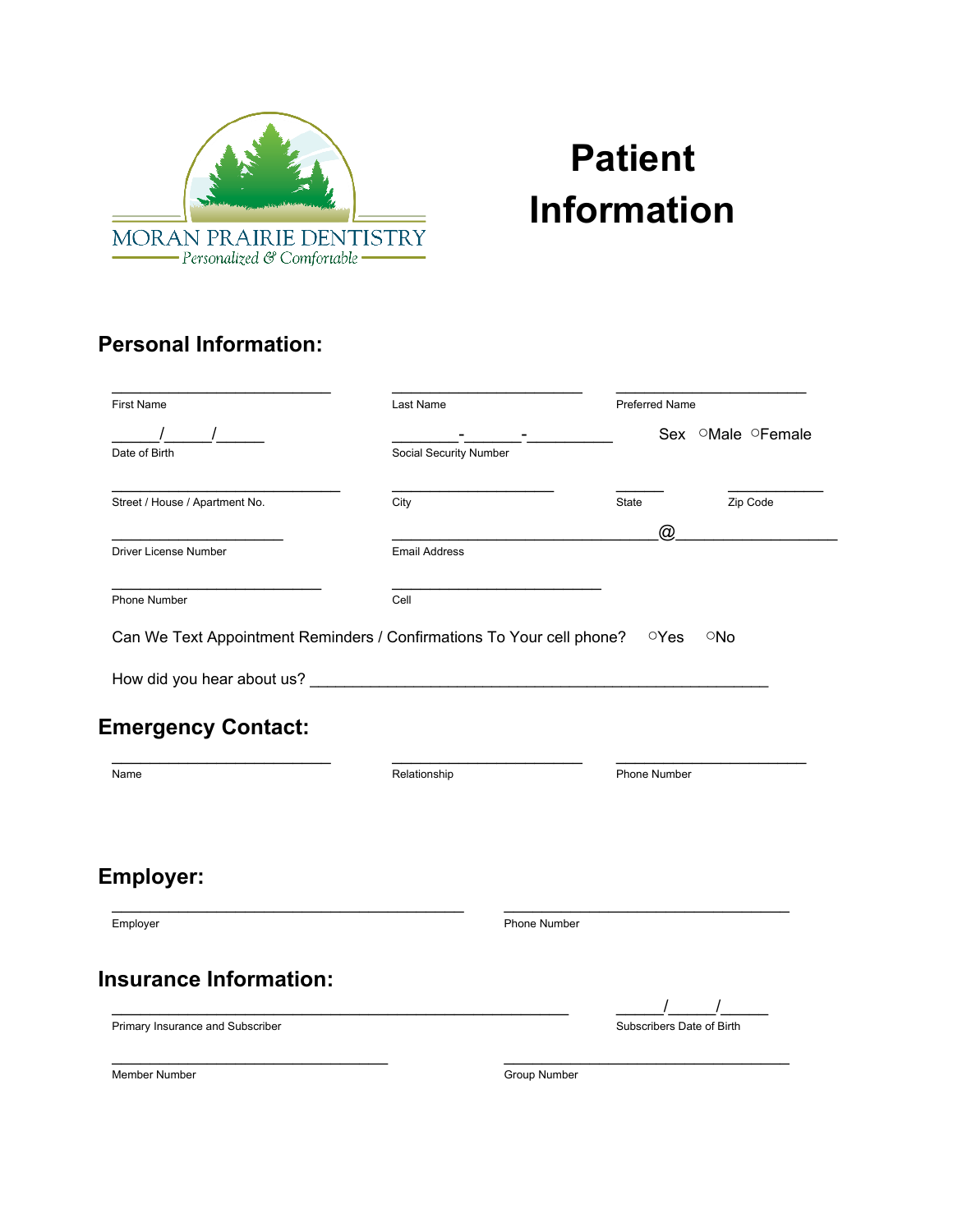MORAN PRAIRIE DENTISTRY

*Personalized & Comfortable*

# Patient Information

## Personal Information:

First Name: ___________________________ Last Name: ________________________ Preferred Name: ________________________

Date of Birth: ______/______/______ Social Security Number: ________-_______-__________ Sex ○Male ○Female

Street / House / Apartment No.: ____________________________ City: ____________________ State: ______ Zip Code: ____________

Driver License Number: _____________________ Email Address: _________________________________@____________________

Phone Number: __________________________ Cell: __________________________

Can We Text Appointment Reminders / Confirmations To Your cell phone? ○Yes ○No

How did you hear about us? ________________________________________________________

## Emergency Contact:

Name: ___________________________ Relationship: ________________________ Phone Number: ________________________

## Employer:

Employer: ___________________________________________ Phone Number: ___________________________________

## Insurance Information:

Primary Insurance and Subscriber: ________________________________________________________ Subscribers Date of Birth: ______/______/______

Member Number: __________________________________ Group Number: ___________________________________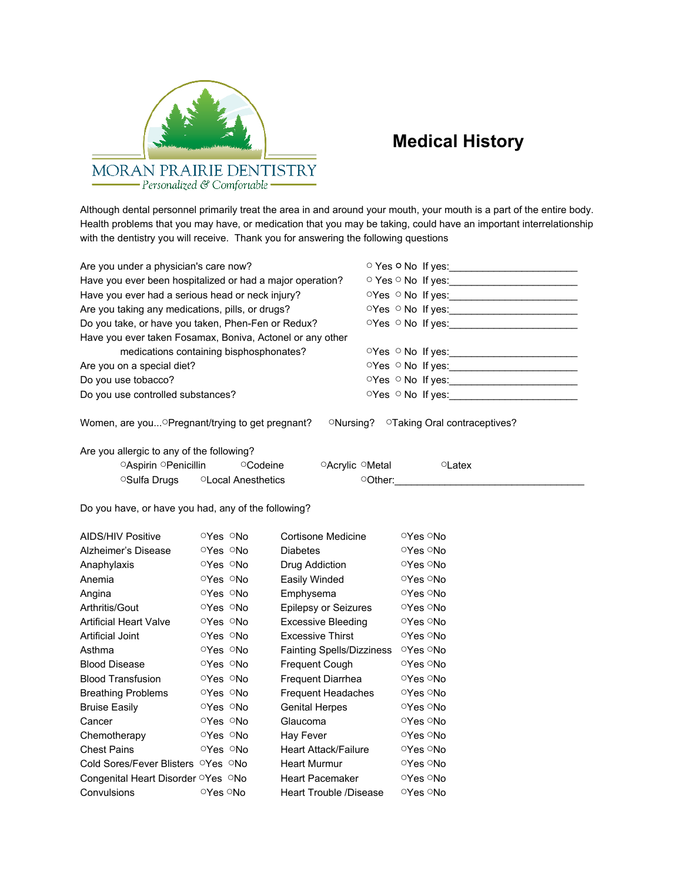MORAN PRAIRIE DENTISTRY
*Personalized & Comfortable*

# Medical History

Although dental personnel primarily treat the area in and around your mouth, your mouth is a part of the entire body. Health problems that you may have, or medication that you may be taking, could have an important interrelationship with the dentistry you will receive. Thank you for answering the following questions

| | | |
|---|---|---|
| Are you under a physician's care now? | ○ Yes ○ No | If yes:______________________ |
| Have you ever been hospitalized or had a major operation? | ○ Yes ○ No | If yes:______________________ |
| Have you ever had a serious head or neck injury? | ○Yes ○ No | If yes:______________________ |
| Are you taking any medications, pills, or drugs? | ○Yes ○ No | If yes:______________________ |
| Do you take, or have you taken, Phen-Fen or Redux? | ○Yes ○ No | If yes:______________________ |
| Have you ever taken Fosamax, Boniva, Actonel or any other medications containing bisphosphonates? | ○Yes ○ No | If yes:______________________ |
| Are you on a special diet? | ○Yes ○ No | If yes:______________________ |
| Do you use tobacco? | ○Yes ○ No | If yes:______________________ |
| Do you use controlled substances? | ○Yes ○ No | If yes:______________________ |

Women, are you...○Pregnant/trying to get pregnant? ○Nursing? ○Taking Oral contraceptives?

Are you allergic to any of the following?

○Aspirin ○Penicillin ○Codeine ○Acrylic ○Metal ○Latex
○Sulfa Drugs ○Local Anesthetics ○Other:_________________________________

Do you have, or have you had, any of the following?

| | | | |
|---|---|---|---|
| AIDS/HIV Positive | ○Yes ○No | Cortisone Medicine | ○Yes ○No |
| Alzheimer's Disease | ○Yes ○No | Diabetes | ○Yes ○No |
| Anaphylaxis | ○Yes ○No | Drug Addiction | ○Yes ○No |
| Anemia | ○Yes ○No | Easily Winded | ○Yes ○No |
| Angina | ○Yes ○No | Emphysema | ○Yes ○No |
| Arthritis/Gout | ○Yes ○No | Epilepsy or Seizures | ○Yes ○No |
| Artificial Heart Valve | ○Yes ○No | Excessive Bleeding | ○Yes ○No |
| Artificial Joint | ○Yes ○No | Excessive Thirst | ○Yes ○No |
| Asthma | ○Yes ○No | Fainting Spells/Dizziness | ○Yes ○No |
| Blood Disease | ○Yes ○No | Frequent Cough | ○Yes ○No |
| Blood Transfusion | ○Yes ○No | Frequent Diarrhea | ○Yes ○No |
| Breathing Problems | ○Yes ○No | Frequent Headaches | ○Yes ○No |
| Bruise Easily | ○Yes ○No | Genital Herpes | ○Yes ○No |
| Cancer | ○Yes ○No | Glaucoma | ○Yes ○No |
| Chemotherapy | ○Yes ○No | Hay Fever | ○Yes ○No |
| Chest Pains | ○Yes ○No | Heart Attack/Failure | ○Yes ○No |
| Cold Sores/Fever Blisters | ○Yes ○No | Heart Murmur | ○Yes ○No |
| Congenital Heart Disorder | ○Yes ○No | Heart Pacemaker | ○Yes ○No |
| Convulsions | ○Yes ○No | Heart Trouble /Disease | ○Yes ○No |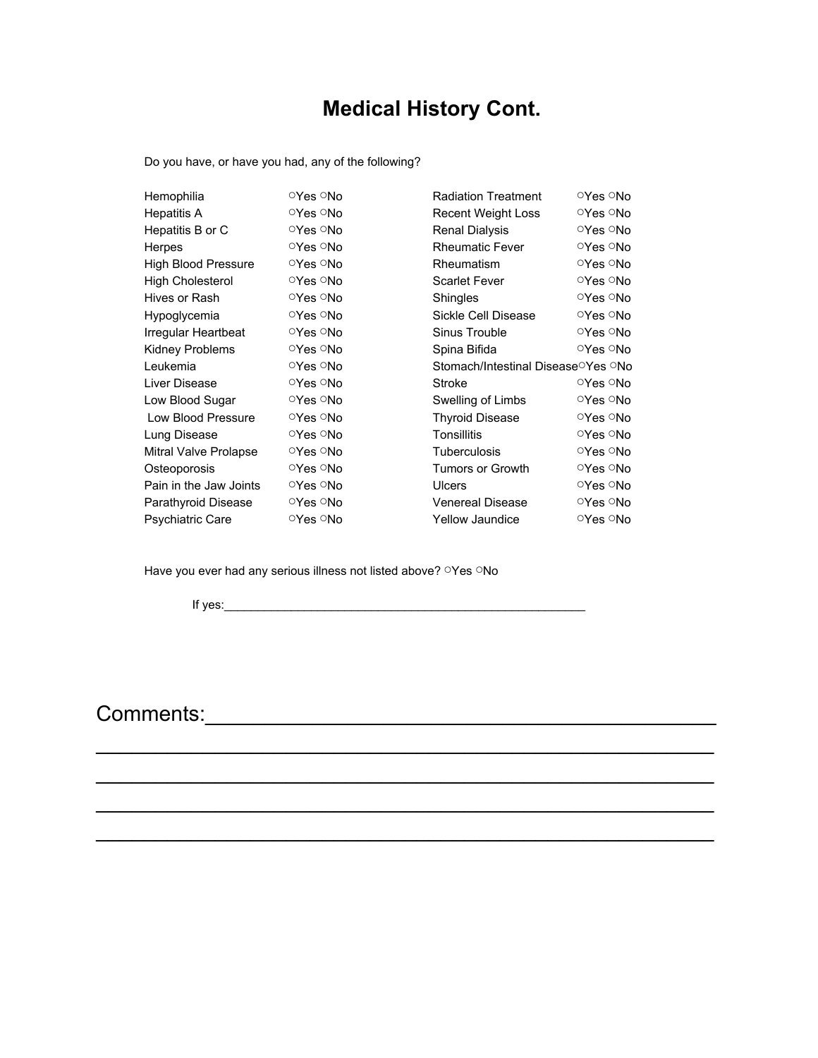# Medical History Cont.

Do you have, or have you had, any of the following?

| | | | |
|---|---|---|---|
| Hemophilia | ○Yes ○No | Radiation Treatment | ○Yes ○No |
| Hepatitis A | ○Yes ○No | Recent Weight Loss | ○Yes ○No |
| Hepatitis B or C | ○Yes ○No | Renal Dialysis | ○Yes ○No |
| Herpes | ○Yes ○No | Rheumatic Fever | ○Yes ○No |
| High Blood Pressure | ○Yes ○No | Rheumatism | ○Yes ○No |
| High Cholesterol | ○Yes ○No | Scarlet Fever | ○Yes ○No |
| Hives or Rash | ○Yes ○No | Shingles | ○Yes ○No |
| Hypoglycemia | ○Yes ○No | Sickle Cell Disease | ○Yes ○No |
| Irregular Heartbeat | ○Yes ○No | Sinus Trouble | ○Yes ○No |
| Kidney Problems | ○Yes ○No | Spina Bifida | ○Yes ○No |
| Leukemia | ○Yes ○No | Stomach/Intestinal Disease | ○Yes ○No |
| Liver Disease | ○Yes ○No | Stroke | ○Yes ○No |
| Low Blood Sugar | ○Yes ○No | Swelling of Limbs | ○Yes ○No |
| Low Blood Pressure | ○Yes ○No | Thyroid Disease | ○Yes ○No |
| Lung Disease | ○Yes ○No | Tonsillitis | ○Yes ○No |
| Mitral Valve Prolapse | ○Yes ○No | Tuberculosis | ○Yes ○No |
| Osteoporosis | ○Yes ○No | Tumors or Growth | ○Yes ○No |
| Pain in the Jaw Joints | ○Yes ○No | Ulcers | ○Yes ○No |
| Parathyroid Disease | ○Yes ○No | Venereal Disease | ○Yes ○No |
| Psychiatric Care | ○Yes ○No | Yellow Jaundice | ○Yes ○No |

Have you ever had any serious illness not listed above? ○Yes ○No

If yes:_______________________________________________________

Comments:_______________________________________________

_______________________________________________________________

_______________________________________________________________

_______________________________________________________________

_______________________________________________________________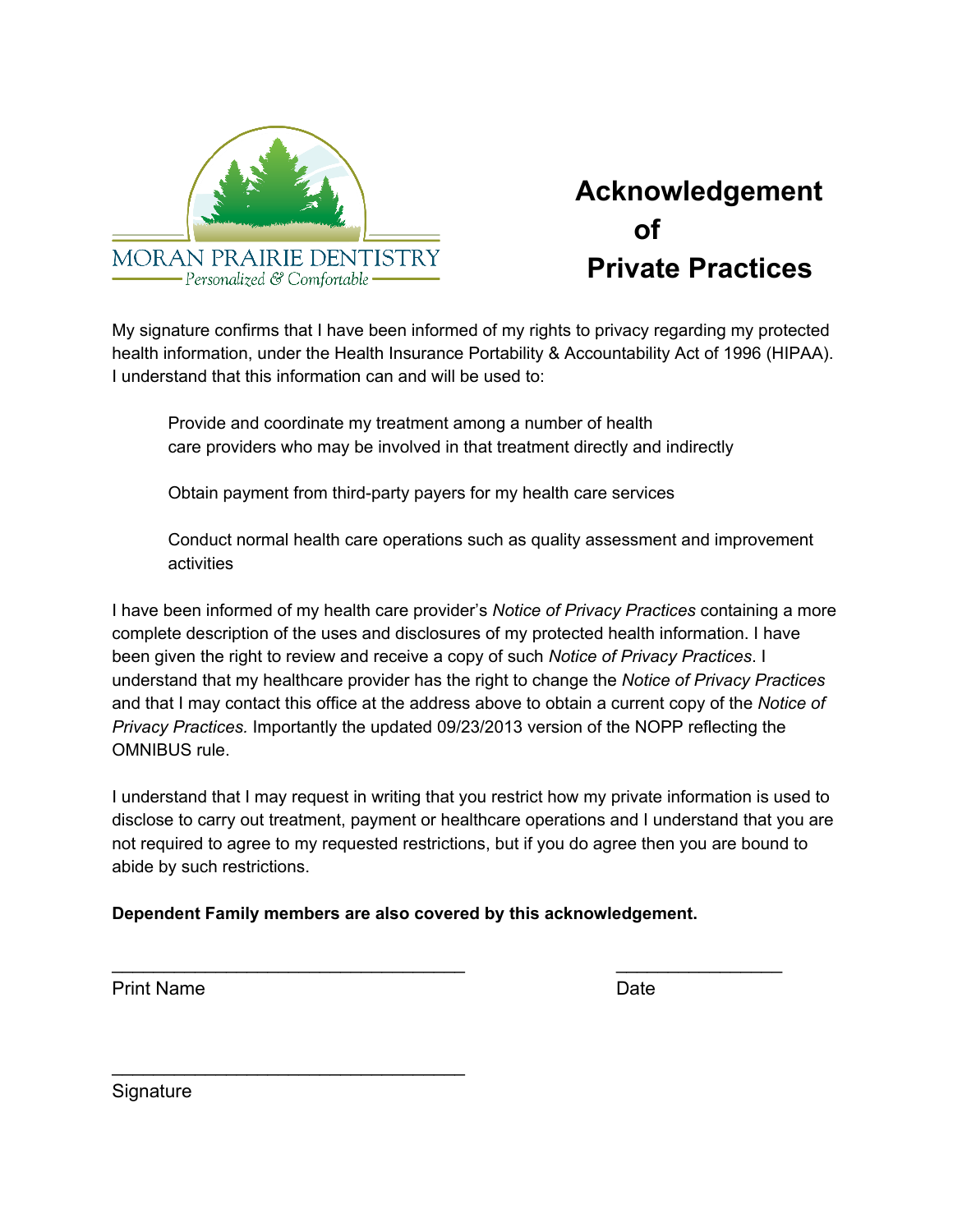MORAN PRAIRIE DENTISTRY
Personalized & Comfortable

# Acknowledgement of Private Practices

My signature confirms that I have been informed of my rights to privacy regarding my protected health information, under the Health Insurance Portability & Accountability Act of 1996 (HIPAA). I understand that this information can and will be used to:

Provide and coordinate my treatment among a number of health care providers who may be involved in that treatment directly and indirectly

Obtain payment from third-party payers for my health care services

Conduct normal health care operations such as quality assessment and improvement activities

I have been informed of my health care provider's *Notice of Privacy Practices* containing a more complete description of the uses and disclosures of my protected health information. I have been given the right to review and receive a copy of such *Notice of Privacy Practices*. I understand that my healthcare provider has the right to change the *Notice of Privacy Practices* and that I may contact this office at the address above to obtain a current copy of the *Notice of Privacy Practices.* Importantly the updated 09/23/2013 version of the NOPP reflecting the OMNIBUS rule.

I understand that I may request in writing that you restrict how my private information is used to disclose to carry out treatment, payment or healthcare operations and I understand that you are not required to agree to my requested restrictions, but if you do agree then you are bound to abide by such restrictions.

**Dependent Family members are also covered by this acknowledgement.**

___________________________________ _________________

Print Name Date

___________________________________

Signature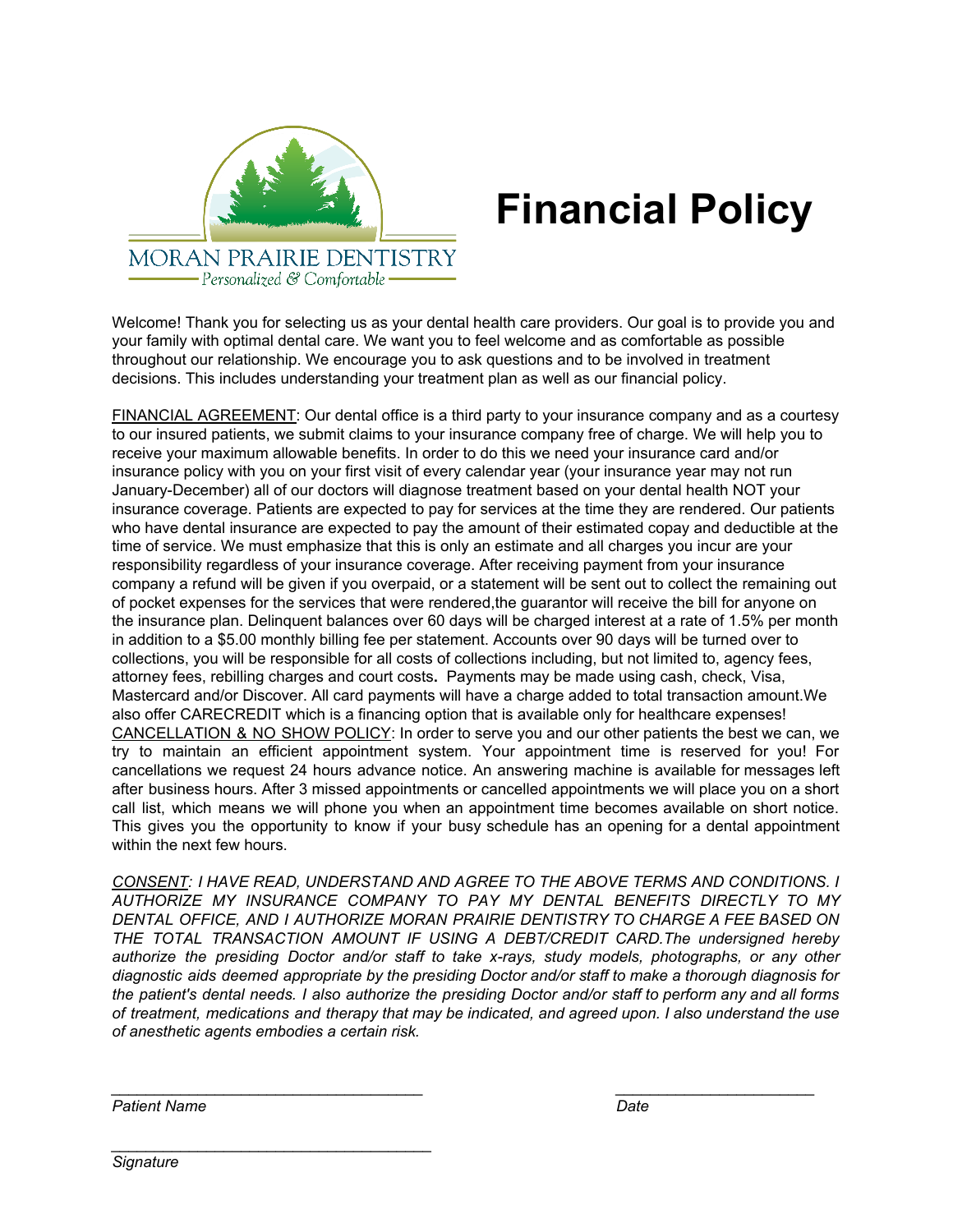MORAN PRAIRIE DENTISTRY

Personalized & Comfortable

# Financial Policy

Welcome! Thank you for selecting us as your dental health care providers. Our goal is to provide you and your family with optimal dental care. We want you to feel welcome and as comfortable as possible throughout our relationship. We encourage you to ask questions and to be involved in treatment decisions. This includes understanding your treatment plan as well as our financial policy.

<u>FINANCIAL AGREEMENT</u>: Our dental office is a third party to your insurance company and as a courtesy to our insured patients, we submit claims to your insurance company free of charge. We will help you to receive your maximum allowable benefits. In order to do this we need your insurance card and/or insurance policy with you on your first visit of every calendar year (your insurance year may not run January-December) all of our doctors will diagnose treatment based on your dental health NOT your insurance coverage. Patients are expected to pay for services at the time they are rendered. Our patients who have dental insurance are expected to pay the amount of their estimated copay and deductible at the time of service. We must emphasize that this is only an estimate and all charges you incur are your responsibility regardless of your insurance coverage. After receiving payment from your insurance company a refund will be given if you overpaid, or a statement will be sent out to collect the remaining out of pocket expenses for the services that were rendered,the guarantor will receive the bill for anyone on the insurance plan. Delinquent balances over 60 days will be charged interest at a rate of 1.5% per month in addition to a $5.00 monthly billing fee per statement. Accounts over 90 days will be turned over to collections, you will be responsible for all costs of collections including, but not limited to, agency fees, attorney fees, rebilling charges and court costs**.** Payments may be made using cash, check, Visa, Mastercard and/or Discover. All card payments will have a charge added to total transaction amount.We also offer CARECREDIT which is a financing option that is available only for healthcare expenses!
<u>CANCELLATION & NO SHOW POLICY</u>: In order to serve you and our other patients the best we can, we try to maintain an efficient appointment system. Your appointment time is reserved for you! For cancellations we request 24 hours advance notice. An answering machine is available for messages left after business hours. After 3 missed appointments or cancelled appointments we will place you on a short call list, which means we will phone you when an appointment time becomes available on short notice. This gives you the opportunity to know if your busy schedule has an opening for a dental appointment within the next few hours.

*<u>CONSENT</u>: I HAVE READ, UNDERSTAND AND AGREE TO THE ABOVE TERMS AND CONDITIONS. I AUTHORIZE MY INSURANCE COMPANY TO PAY MY DENTAL BENEFITS DIRECTLY TO MY DENTAL OFFICE, AND I AUTHORIZE MORAN PRAIRIE DENTISTRY TO CHARGE A FEE BASED ON THE TOTAL TRANSACTION AMOUNT IF USING A DEBT/CREDIT CARD.The undersigned hereby authorize the presiding Doctor and/or staff to take x-rays, study models, photographs, or any other diagnostic aids deemed appropriate by the presiding Doctor and/or staff to make a thorough diagnosis for the patient's dental needs. I also authorize the presiding Doctor and/or staff to perform any and all forms of treatment, medications and therapy that may be indicated, and agreed upon. I also understand the use of anesthetic agents embodies a certain risk.*

_________________________________ &nbsp;&nbsp;&nbsp;&nbsp;&nbsp;&nbsp; _____________________

*Patient Name* &nbsp;&nbsp;&nbsp;&nbsp;&nbsp;&nbsp;&nbsp;&nbsp;&nbsp;&nbsp;&nbsp;&nbsp;&nbsp;&nbsp;&nbsp;&nbsp;&nbsp;&nbsp;&nbsp;&nbsp;&nbsp;&nbsp;&nbsp;&nbsp;&nbsp;&nbsp;&nbsp;&nbsp;&nbsp;&nbsp; *Date*

_________________________________

*Signature*